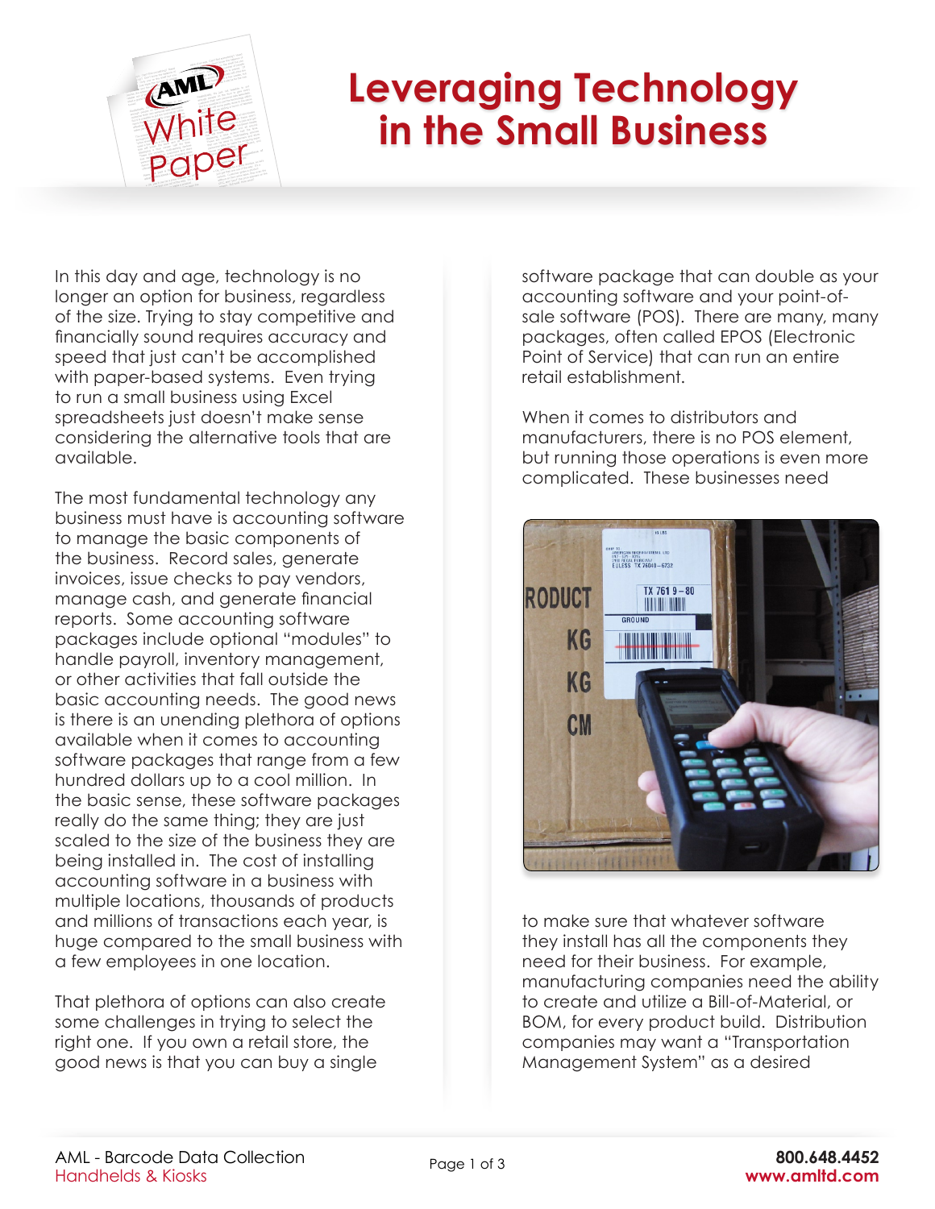# Leveraging Technology in the Small Business

In this day and age, technology is no longer an option for business, regardless of the size. Trying to stay competitive and financially sound requires accuracy and speed that just can't be accomplished with paper-based systems. Even trying to run a small business using Excel spreadsheets just doesn't make sense considering the alternative tools that are available.

The most fundamental technology any business must have is accounting software to manage the basic components of the business. Record sales, generate invoices, issue checks to pay vendors, manage cash, and generate financial reports. Some accounting software packages include optional "modules" to handle payroll, inventory management, or other activities that fall outside the basic accounting needs. The good news is there is an unending plethora of options available when it comes to accounting software packages that range from a few hundred dollars up to a cool million. In the basic sense, these software packages really do the same thing; they are just scaled to the size of the business they are being installed in. The cost of installing accounting software in a business with multiple locations, thousands of products and millions of transactions each year, is huge compared to the small business with a few employees in one location.

That plethora of options can also create some challenges in trying to select the right one. If you own a retail store, the good news is that you can buy a single software package that can double as your accounting software and your point-of-sale software (POS). There are many, many packages, often called EPOS (Electronic Point of Service) that can run an entire retail establishment.

When it comes to distributors and manufacturers, there is no POS element, but running those operations is even more complicated. These businesses need to make sure that whatever software they install has all the components they need for their business. For example, manufacturing companies need the ability to create and utilize a Bill-of-Material, or BOM, for every product build. Distribution companies may want a "Transportation Management System" as a desired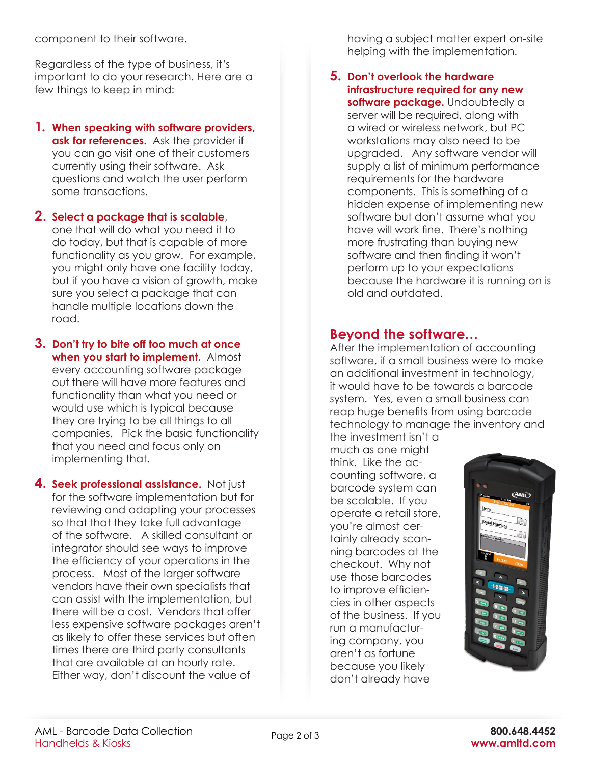component to their software.

Regardless of the type of business, it's important to do your research. Here are a few things to keep in mind:

1. **When speaking with software providers, ask for references.** Ask the provider if you can go visit one of their customers currently using their software. Ask questions and watch the user perform some transactions.

2. **Select a package that is scalable**, one that will do what you need it to do today, but that is capable of more functionality as you grow. For example, you might only have one facility today, but if you have a vision of growth, make sure you select a package that can handle multiple locations down the road.

3. **Don't try to bite off too much at once when you start to implement.** Almost every accounting software package out there will have more features and functionality than what you need or would use which is typical because they are trying to be all things to all companies. Pick the basic functionality that you need and focus only on implementing that.

4. **Seek professional assistance.** Not just for the software implementation but for reviewing and adapting your processes so that that they take full advantage of the software. A skilled consultant or integrator should see ways to improve the efficiency of your operations in the process. Most of the larger software vendors have their own specialists that can assist with the implementation, but there will be a cost. Vendors that offer less expensive software packages aren't as likely to offer these services but often times there are third party consultants that are available at an hourly rate. Either way, don't discount the value of having a subject matter expert on-site helping with the implementation.

5. **Don't overlook the hardware infrastructure required for any new software package.** Undoubtedly a server will be required, along with a wired or wireless network, but PC workstations may also need to be upgraded. Any software vendor will supply a list of minimum performance requirements for the hardware components. This is something of a hidden expense of implementing new software but don't assume what you have will work fine. There's nothing more frustrating than buying new software and then finding it won't perform up to your expectations because the hardware it is running on is old and outdated.

## Beyond the software...

After the implementation of accounting software, if a small business were to make an additional investment in technology, it would have to be towards a barcode system. Yes, even a small business can reap huge benefits from using barcode technology to manage the inventory and the investment isn't a much as one might think. Like the accounting software, a barcode system can be scalable. If you operate a retail store, you're almost certainly already scanning barcodes at the checkout. Why not use those barcodes to improve efficiencies in other aspects of the business. If you run a manufacturing company, you aren't as fortune because you likely don't already have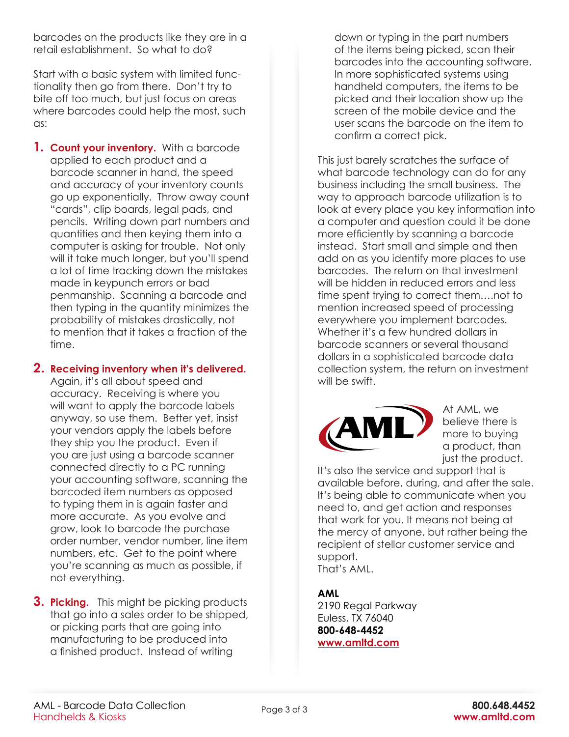barcodes on the products like they are in a retail establishment. So what to do?

Start with a basic system with limited functionality then go from there. Don't try to bite off too much, but just focus on areas where barcodes could help the most, such as:

1. **Count your inventory.** With a barcode applied to each product and a barcode scanner in hand, the speed and accuracy of your inventory counts go up exponentially. Throw away count "cards", clip boards, legal pads, and pencils. Writing down part numbers and quantities and then keying them into a computer is asking for trouble. Not only will it take much longer, but you'll spend a lot of time tracking down the mistakes made in keypunch errors or bad penmanship. Scanning a barcode and then typing in the quantity minimizes the probability of mistakes drastically, not to mention that it takes a fraction of the time.

2. **Receiving inventory when it's delivered.** Again, it's all about speed and accuracy. Receiving is where you will want to apply the barcode labels anyway, so use them. Better yet, insist your vendors apply the labels before they ship you the product. Even if you are just using a barcode scanner connected directly to a PC running your accounting software, scanning the barcoded item numbers as opposed to typing them in is again faster and more accurate. As you evolve and grow, look to barcode the purchase order number, vendor number, line item numbers, etc. Get to the point where you're scanning as much as possible, if not everything.

3. **Picking.** This might be picking products that go into a sales order to be shipped, or picking parts that are going into manufacturing to be produced into a finished product. Instead of writing down or typing in the part numbers of the items being picked, scan their barcodes into the accounting software. In more sophisticated systems using handheld computers, the items to be picked and their location show up the screen of the mobile device and the user scans the barcode on the item to confirm a correct pick.

This just barely scratches the surface of what barcode technology can do for any business including the small business. The way to approach barcode utilization is to look at every place you key information into a computer and question could it be done more efficiently by scanning a barcode instead. Start small and simple and then add on as you identify more places to use barcodes. The return on that investment will be hidden in reduced errors and less time spent trying to correct them….not to mention increased speed of processing everywhere you implement barcodes. Whether it's a few hundred dollars in barcode scanners or several thousand dollars in a sophisticated barcode data collection system, the return on investment will be swift.

AML

At AML, we believe there is more to buying a product, than just the product. It's also the service and support that is available before, during, and after the sale. It's being able to communicate when you need to, and get action and responses that work for you. It means not being at the mercy of anyone, but rather being the recipient of stellar customer service and support.
That's AML.

**AML**
2190 Regal Parkway
Euless, TX 76040
**800-648-4452**
**www.amltd.com**